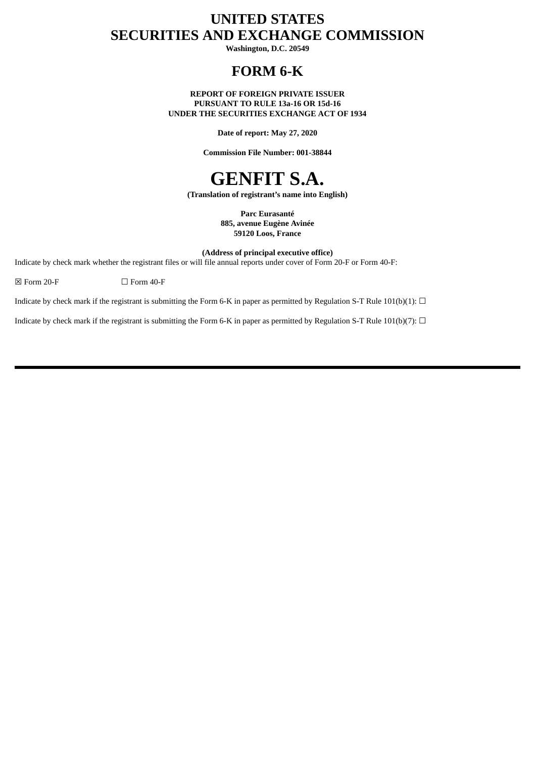# UNITED STATES
# SECURITIES AND EXCHANGE COMMISSION

**Washington, D.C. 20549**

# FORM 6-K

**REPORT OF FOREIGN PRIVATE ISSUER**
**PURSUANT TO RULE 13a-16 OR 15d-16**
**UNDER THE SECURITIES EXCHANGE ACT OF 1934**

**Date of report: May 27, 2020**

**Commission File Number: 001-38844**

# GENFIT S.A.

**(Translation of registrant's name into English)**

**Parc Eurasanté**
**885, avenue Eugène Avinée**
**59120 Loos, France**

**(Address of principal executive office)**

Indicate by check mark whether the registrant files or will file annual reports under cover of Form 20-F or Form 40-F:

☒ Form 20-F ☐ Form 40-F

Indicate by check mark if the registrant is submitting the Form 6-K in paper as permitted by Regulation S-T Rule 101(b)(1): ☐

Indicate by check mark if the registrant is submitting the Form 6-K in paper as permitted by Regulation S-T Rule 101(b)(7): ☐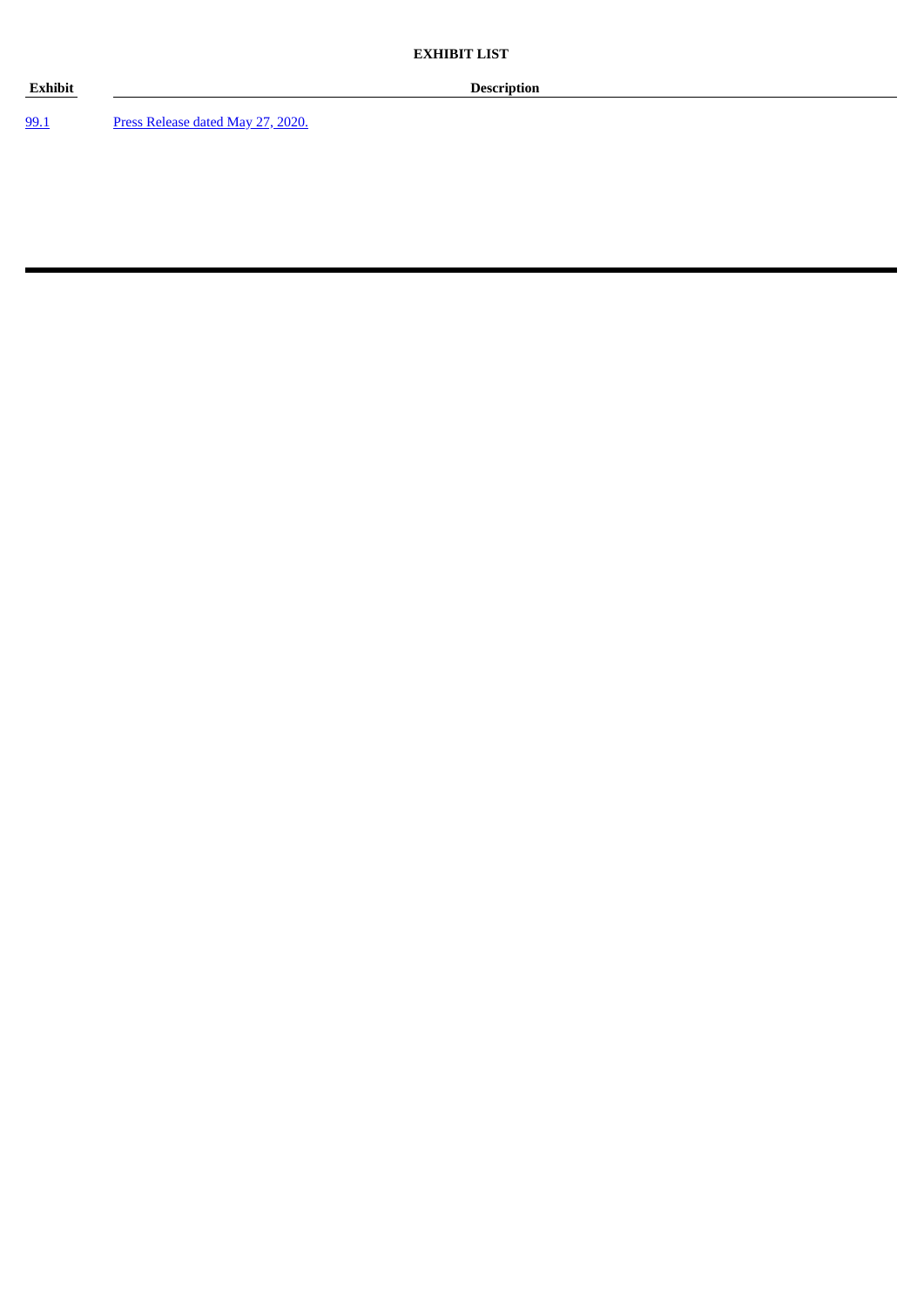**EXHIBIT LIST**

| Exhibit | Description |
| --- | --- |
| 99.1 | Press Release dated May 27, 2020. |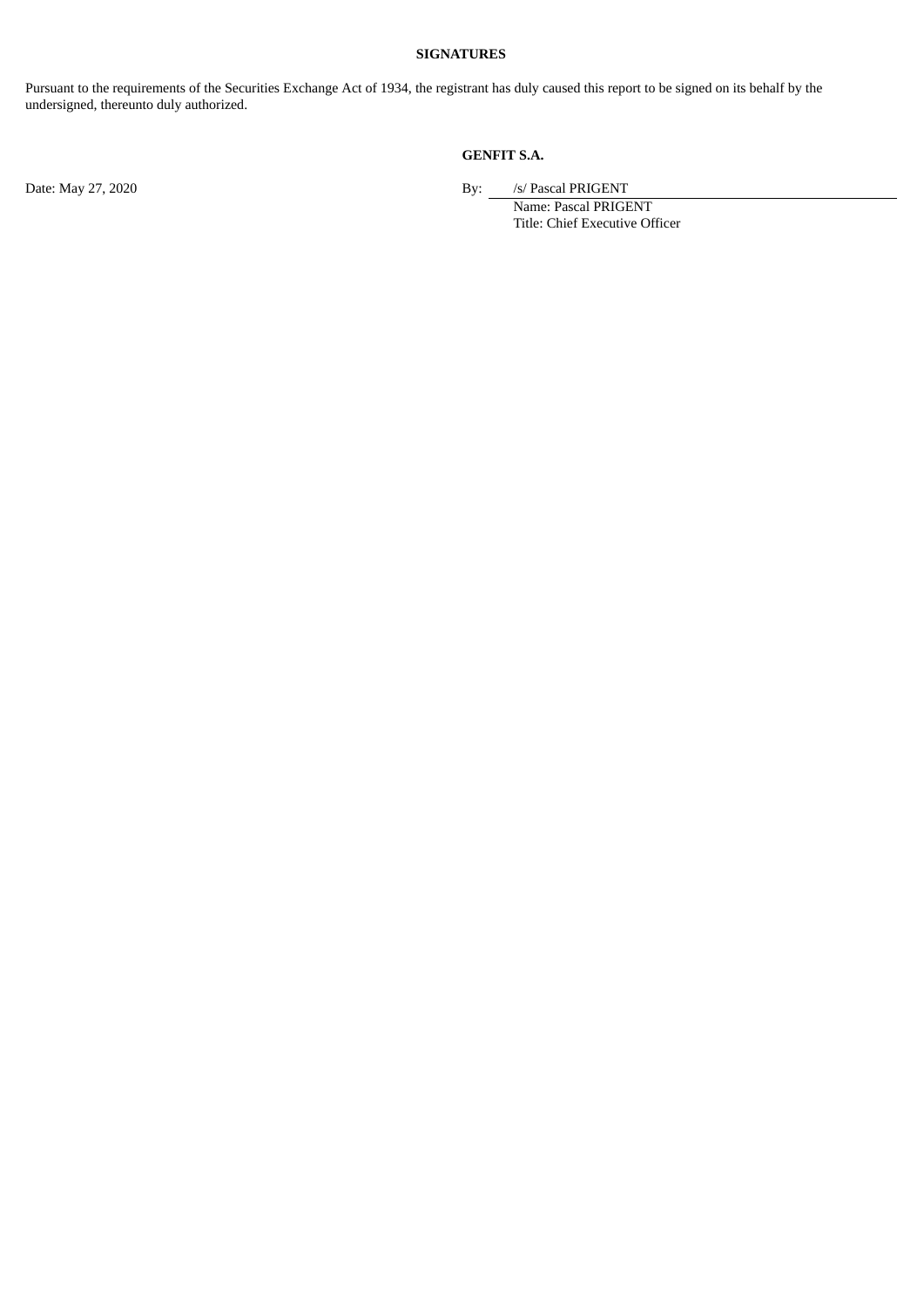**SIGNATURES**

Pursuant to the requirements of the Securities Exchange Act of 1934, the registrant has duly caused this report to be signed on its behalf by the undersigned, thereunto duly authorized.

**GENFIT S.A.**

Date: May 27, 2020

By: /s/ Pascal PRIGENT

Name: Pascal PRIGENT

Title: Chief Executive Officer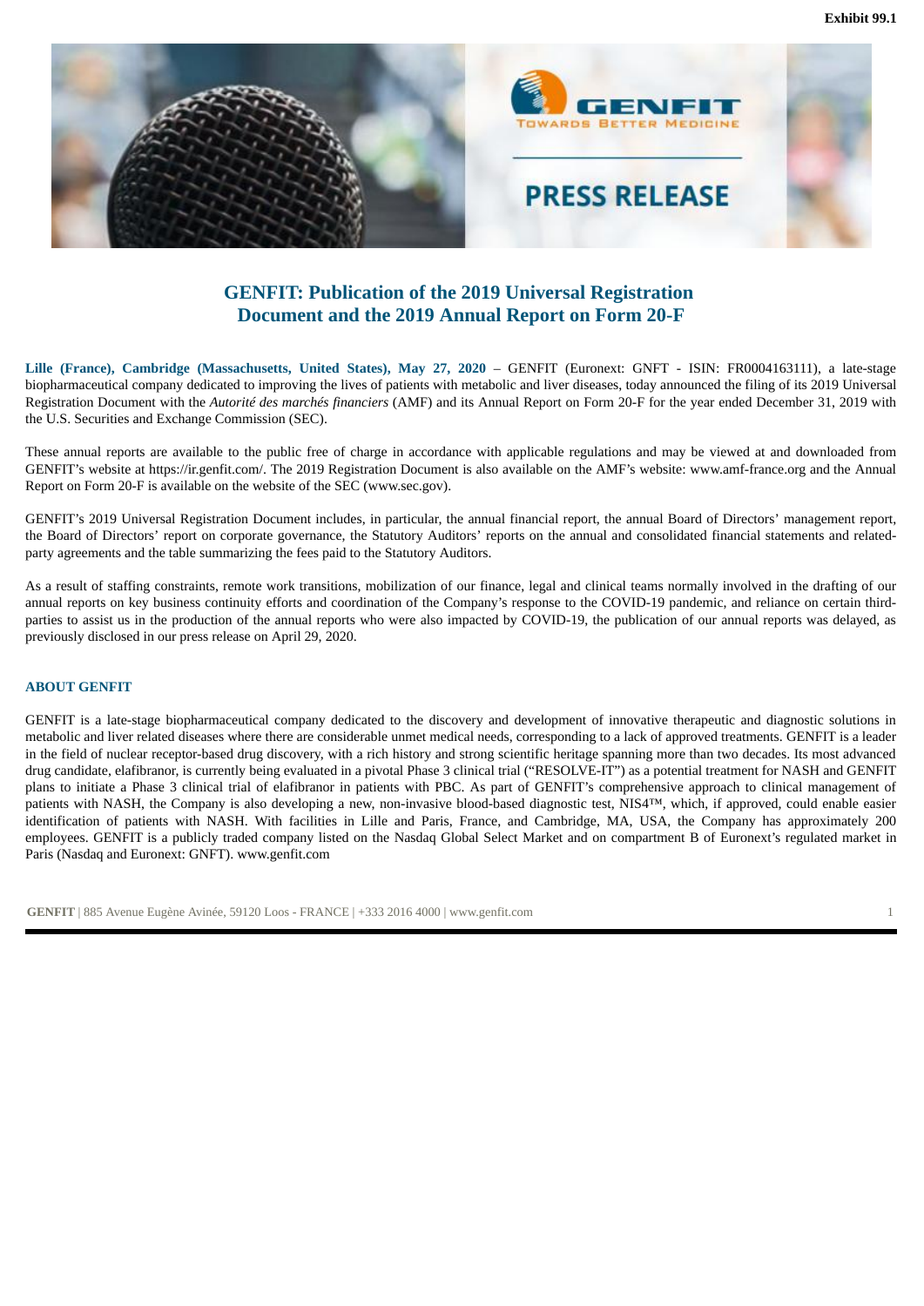Exhibit 99.1

PRESS RELEASE

# GENFIT: Publication of the 2019 Universal Registration Document and the 2019 Annual Report on Form 20-F

**Lille (France), Cambridge (Massachusetts, United States), May 27, 2020** – GENFIT (Euronext: GNFT - ISIN: FR0004163111), a late-stage biopharmaceutical company dedicated to improving the lives of patients with metabolic and liver diseases, today announced the filing of its 2019 Universal Registration Document with the *Autorité des marchés financiers* (AMF) and its Annual Report on Form 20-F for the year ended December 31, 2019 with the U.S. Securities and Exchange Commission (SEC).

These annual reports are available to the public free of charge in accordance with applicable regulations and may be viewed at and downloaded from GENFIT's website at https://ir.genfit.com/. The 2019 Registration Document is also available on the AMF's website: www.amf-france.org and the Annual Report on Form 20-F is available on the website of the SEC (www.sec.gov).

GENFIT's 2019 Universal Registration Document includes, in particular, the annual financial report, the annual Board of Directors' management report, the Board of Directors' report on corporate governance, the Statutory Auditors' reports on the annual and consolidated financial statements and related-party agreements and the table summarizing the fees paid to the Statutory Auditors.

As a result of staffing constraints, remote work transitions, mobilization of our finance, legal and clinical teams normally involved in the drafting of our annual reports on key business continuity efforts and coordination of the Company's response to the COVID-19 pandemic, and reliance on certain third-parties to assist us in the production of the annual reports who were also impacted by COVID-19, the publication of our annual reports was delayed, as previously disclosed in our press release on April 29, 2020.

## ABOUT GENFIT

GENFIT is a late-stage biopharmaceutical company dedicated to the discovery and development of innovative therapeutic and diagnostic solutions in metabolic and liver related diseases where there are considerable unmet medical needs, corresponding to a lack of approved treatments. GENFIT is a leader in the field of nuclear receptor-based drug discovery, with a rich history and strong scientific heritage spanning more than two decades. Its most advanced drug candidate, elafibranor, is currently being evaluated in a pivotal Phase 3 clinical trial ("RESOLVE-IT") as a potential treatment for NASH and GENFIT plans to initiate a Phase 3 clinical trial of elafibranor in patients with PBC. As part of GENFIT's comprehensive approach to clinical management of patients with NASH, the Company is also developing a new, non-invasive blood-based diagnostic test, NIS4™, which, if approved, could enable easier identification of patients with NASH. With facilities in Lille and Paris, France, and Cambridge, MA, USA, the Company has approximately 200 employees. GENFIT is a publicly traded company listed on the Nasdaq Global Select Market and on compartment B of Euronext's regulated market in Paris (Nasdaq and Euronext: GNFT). www.genfit.com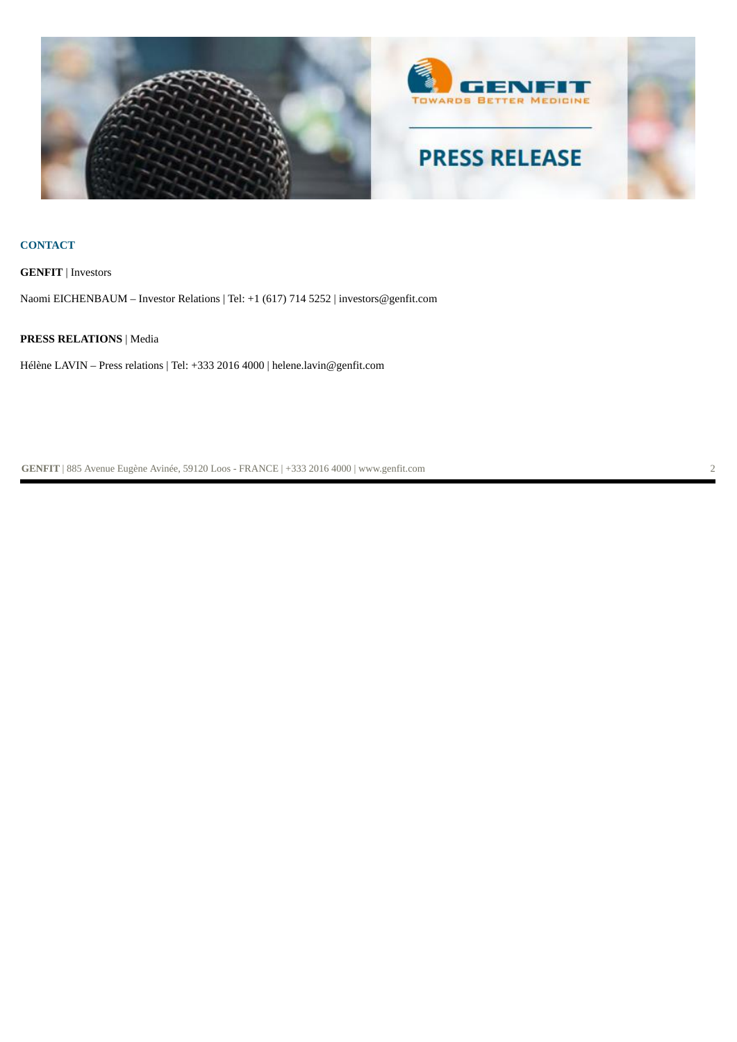**CONTACT**

**GENFIT** | Investors

Naomi EICHENBAUM – Investor Relations | Tel: +1 (617) 714 5252 | investors@genfit.com

**PRESS RELATIONS** | Media

Hélène LAVIN – Press relations | Tel: +333 2016 4000 | helene.lavin@genfit.com